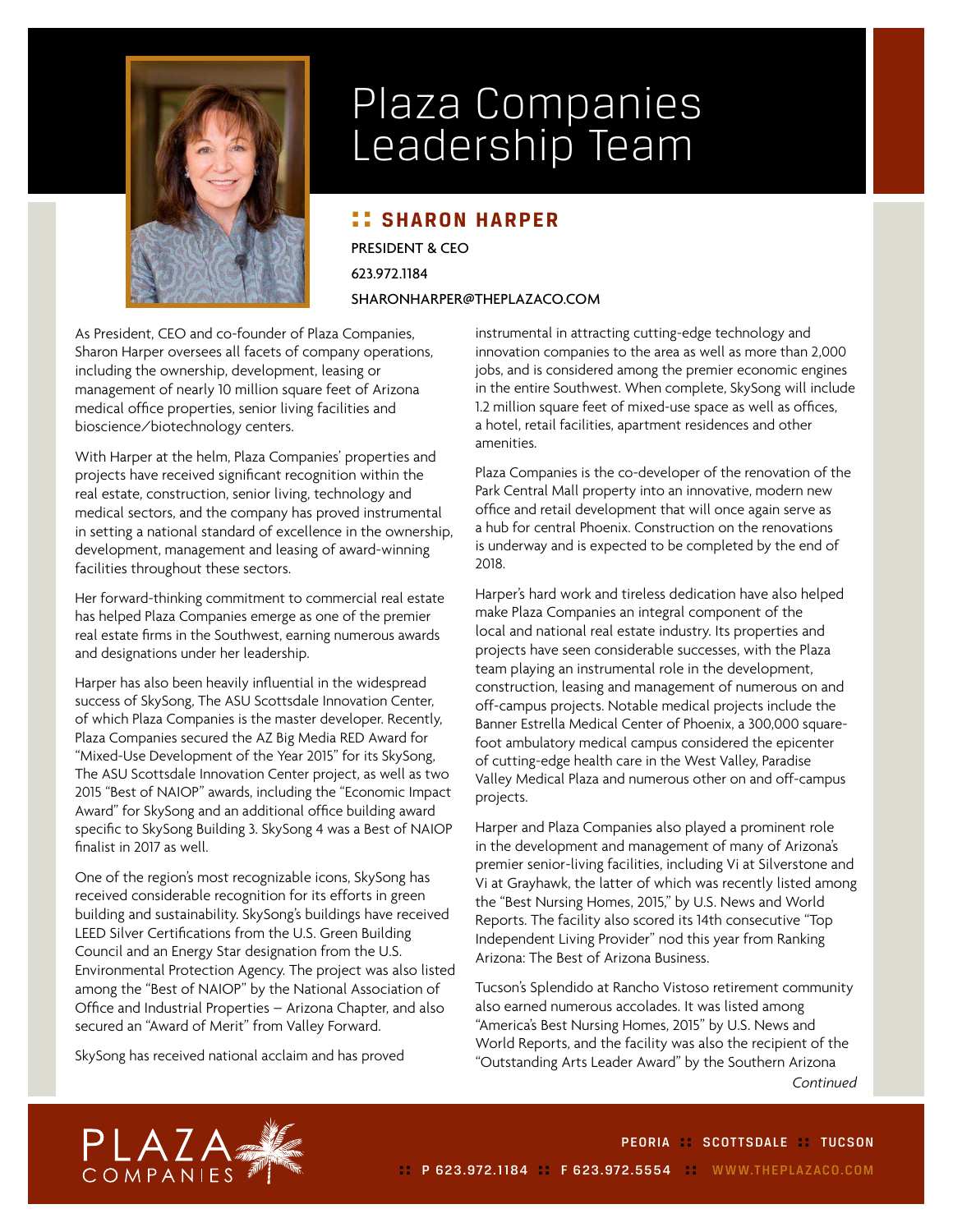# Plaza Companies Leadership Team

## SHARON HARPER

PRESIDENT & CEO

623.972.1184

SHARONHARPER@THEPLAZACO.COM

As President, CEO and co-founder of Plaza Companies, Sharon Harper oversees all facets of company operations, including the ownership, development, leasing or management of nearly 10 million square feet of Arizona medical office properties, senior living facilities and bioscience/biotechnology centers.

With Harper at the helm, Plaza Companies' properties and projects have received significant recognition within the real estate, construction, senior living, technology and medical sectors, and the company has proved instrumental in setting a national standard of excellence in the ownership, development, management and leasing of award-winning facilities throughout these sectors.

Her forward-thinking commitment to commercial real estate has helped Plaza Companies emerge as one of the premier real estate firms in the Southwest, earning numerous awards and designations under her leadership.

Harper has also been heavily influential in the widespread success of SkySong, The ASU Scottsdale Innovation Center, of which Plaza Companies is the master developer. Recently, Plaza Companies secured the AZ Big Media RED Award for "Mixed-Use Development of the Year 2015" for its SkySong, The ASU Scottsdale Innovation Center project, as well as two 2015 "Best of NAIOP" awards, including the "Economic Impact Award" for SkySong and an additional office building award specific to SkySong Building 3. SkySong 4 was a Best of NAIOP finalist in 2017 as well.

One of the region's most recognizable icons, SkySong has received considerable recognition for its efforts in green building and sustainability. SkySong's buildings have received LEED Silver Certifications from the U.S. Green Building Council and an Energy Star designation from the U.S. Environmental Protection Agency. The project was also listed among the "Best of NAIOP" by the National Association of Office and Industrial Properties – Arizona Chapter, and also secured an "Award of Merit" from Valley Forward.

SkySong has received national acclaim and has proved instrumental in attracting cutting-edge technology and innovation companies to the area as well as more than 2,000 jobs, and is considered among the premier economic engines in the entire Southwest. When complete, SkySong will include 1.2 million square feet of mixed-use space as well as offices, a hotel, retail facilities, apartment residences and other amenities.

Plaza Companies is the co-developer of the renovation of the Park Central Mall property into an innovative, modern new office and retail development that will once again serve as a hub for central Phoenix. Construction on the renovations is underway and is expected to be completed by the end of 2018.

Harper's hard work and tireless dedication have also helped make Plaza Companies an integral component of the local and national real estate industry. Its properties and projects have seen considerable successes, with the Plaza team playing an instrumental role in the development, construction, leasing and management of numerous on and off-campus projects. Notable medical projects include the Banner Estrella Medical Center of Phoenix, a 300,000 square-foot ambulatory medical campus considered the epicenter of cutting-edge health care in the West Valley, Paradise Valley Medical Plaza and numerous other on and off-campus projects.

Harper and Plaza Companies also played a prominent role in the development and management of many of Arizona's premier senior-living facilities, including Vi at Silverstone and Vi at Grayhawk, the latter of which was recently listed among the "Best Nursing Homes, 2015," by U.S. News and World Reports. The facility also scored its 14th consecutive "Top Independent Living Provider" nod this year from Ranking Arizona: The Best of Arizona Business.

Tucson's Splendido at Rancho Vistoso retirement community also earned numerous accolades. It was listed among "America's Best Nursing Homes, 2015" by U.S. News and World Reports, and the facility was also the recipient of the "Outstanding Arts Leader Award" by the Southern Arizona

*Continued*

PLAZA COMPANIES

PEORIA :: SCOTTSDALE :: TUCSON

:: P 623.972.1184 :: F 623.972.5554 :: WWW.THEPLAZACO.COM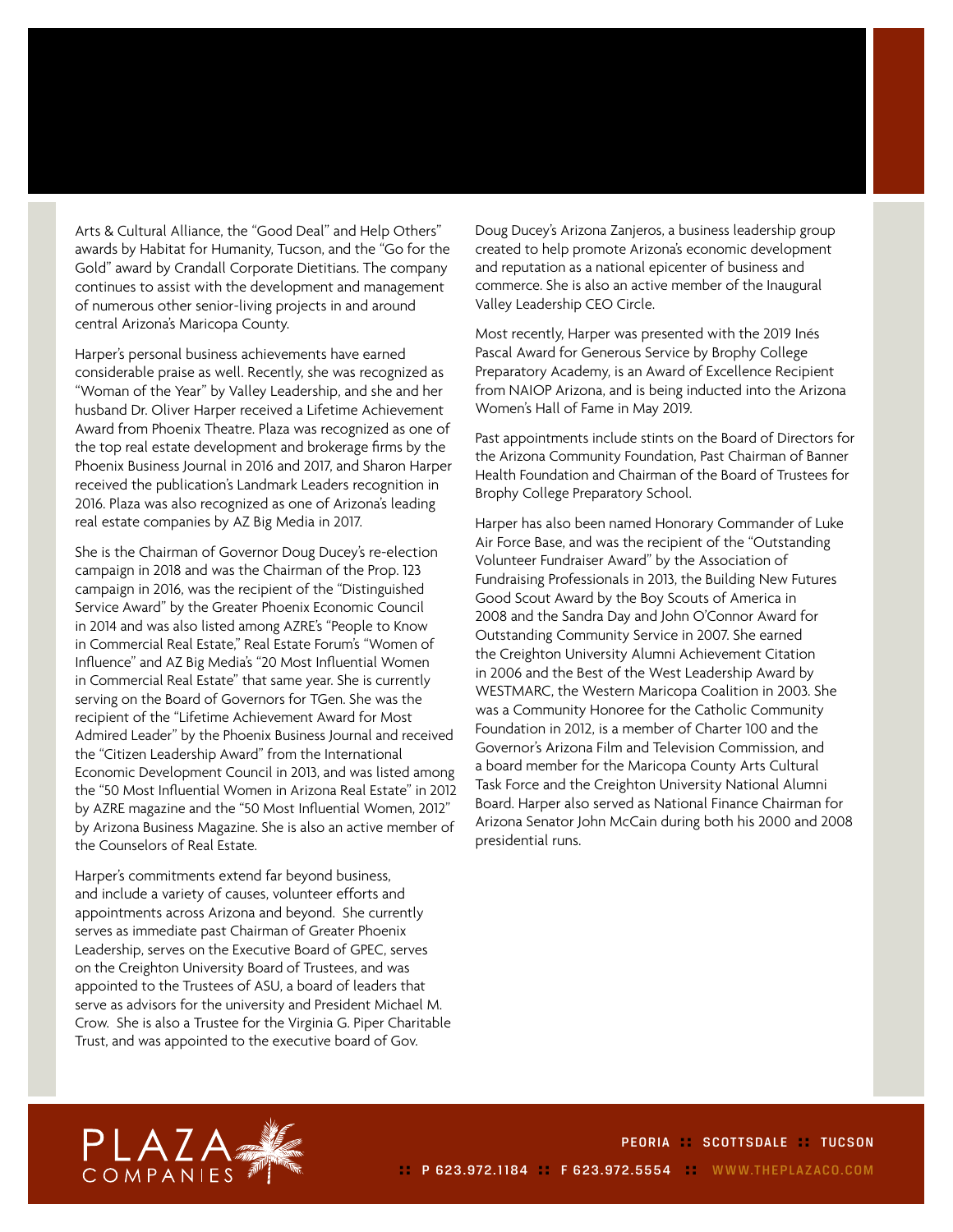Arts & Cultural Alliance, the "Good Deal" and Help Others" awards by Habitat for Humanity, Tucson, and the "Go for the Gold" award by Crandall Corporate Dietitians. The company continues to assist with the development and management of numerous other senior-living projects in and around central Arizona's Maricopa County.

Harper's personal business achievements have earned considerable praise as well. Recently, she was recognized as "Woman of the Year" by Valley Leadership, and she and her husband Dr. Oliver Harper received a Lifetime Achievement Award from Phoenix Theatre. Plaza was recognized as one of the top real estate development and brokerage firms by the Phoenix Business Journal in 2016 and 2017, and Sharon Harper received the publication's Landmark Leaders recognition in 2016. Plaza was also recognized as one of Arizona's leading real estate companies by AZ Big Media in 2017.

She is the Chairman of Governor Doug Ducey's re-election campaign in 2018 and was the Chairman of the Prop. 123 campaign in 2016, was the recipient of the "Distinguished Service Award" by the Greater Phoenix Economic Council in 2014 and was also listed among AZRE's "People to Know in Commercial Real Estate," Real Estate Forum's "Women of Influence" and AZ Big Media's "20 Most Influential Women in Commercial Real Estate" that same year. She is currently serving on the Board of Governors for TGen. She was the recipient of the "Lifetime Achievement Award for Most Admired Leader" by the Phoenix Business Journal and received the "Citizen Leadership Award" from the International Economic Development Council in 2013, and was listed among the "50 Most Influential Women in Arizona Real Estate" in 2012 by AZRE magazine and the "50 Most Influential Women, 2012" by Arizona Business Magazine. She is also an active member of the Counselors of Real Estate.

Harper's commitments extend far beyond business, and include a variety of causes, volunteer efforts and appointments across Arizona and beyond. She currently serves as immediate past Chairman of Greater Phoenix Leadership, serves on the Executive Board of GPEC, serves on the Creighton University Board of Trustees, and was appointed to the Trustees of ASU, a board of leaders that serve as advisors for the university and President Michael M. Crow. She is also a Trustee for the Virginia G. Piper Charitable Trust, and was appointed to the executive board of Gov. Doug Ducey's Arizona Zanjeros, a business leadership group created to help promote Arizona's economic development and reputation as a national epicenter of business and commerce. She is also an active member of the Inaugural Valley Leadership CEO Circle.

Most recently, Harper was presented with the 2019 Inés Pascal Award for Generous Service by Brophy College Preparatory Academy, is an Award of Excellence Recipient from NAIOP Arizona, and is being inducted into the Arizona Women's Hall of Fame in May 2019.

Past appointments include stints on the Board of Directors for the Arizona Community Foundation, Past Chairman of Banner Health Foundation and Chairman of the Board of Trustees for Brophy College Preparatory School.

Harper has also been named Honorary Commander of Luke Air Force Base, and was the recipient of the "Outstanding Volunteer Fundraiser Award" by the Association of Fundraising Professionals in 2013, the Building New Futures Good Scout Award by the Boy Scouts of America in 2008 and the Sandra Day and John O'Connor Award for Outstanding Community Service in 2007. She earned the Creighton University Alumni Achievement Citation in 2006 and the Best of the West Leadership Award by WESTMARC, the Western Maricopa Coalition in 2003. She was a Community Honoree for the Catholic Community Foundation in 2012, is a member of Charter 100 and the Governor's Arizona Film and Television Commission, and a board member for the Maricopa County Arts Cultural Task Force and the Creighton University National Alumni Board. Harper also served as National Finance Chairman for Arizona Senator John McCain during both his 2000 and 2008 presidential runs.

PLAZA COMPANIES

PEORIA :: SCOTTSDALE :: TUCSON

:: P 623.972.1184 :: F 623.972.5554 :: WWW.THEPLAZACO.COM